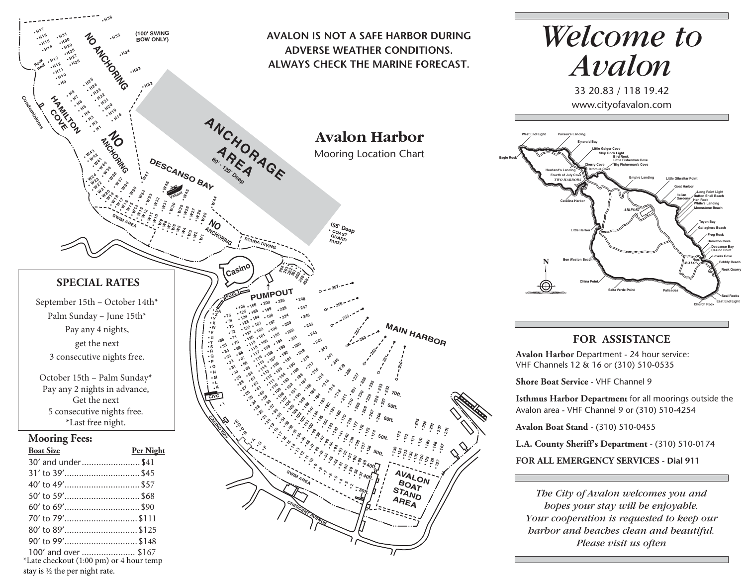AVALON IS NOT A SAFE HARBOR DURING ADVERSE WEATHER CONDITIONS. ALWAYS CHECK THE MARINE FORECAST.

# Avalon Harbor

Mooring Location Chart

## SPECIAL RATES

September 15th – October 14th*
Palm Sunday – June 15th*
Pay any 4 nights,
get the next
3 consecutive nights free.

October 15th – Palm Sunday*
Pay any 2 nights in advance,
Get the next
5 consecutive nights free.
*Last free night.

## Mooring Fees:

| Boat Size | Per Night |
|---|---|
| 30' and under | $41 |
| 31' to 39' | $45 |
| 40' to 49' | $57 |
| 50' to 59' | $68 |
| 60' to 69' | $90 |
| 70' to 79' | $111 |
| 80' to 89' | $125 |
| 90' to 99' | $148 |
| 100' and over | $167 |

*Late checkout (1:00 pm) or 4 hour temp stay is ½ the per night rate.

# *Welcome to Avalon*

33 20.83 / 118 19.42

www.cityofavalon.com

## FOR ASSISTANCE

**Avalon Harbor** Department - 24 hour service: VHF Channels 12 & 16 or (310) 510-0535

**Shore Boat Service** - VHF Channel 9

**Isthmus Harbor Department** for all moorings outside the Avalon area - VHF Channel 9 or (310) 510-4254

**Avalon Boat Stand** - (310) 510-0455

**L.A. County Sheriff's Department** - (310) 510-0174

**FOR ALL EMERGENCY SERVICES - Dial 911**

*The City of Avalon welcomes you and hopes your stay will be enjoyable. Your cooperation is requested to keep our harbor and beaches clean and beautiful. Please visit us often*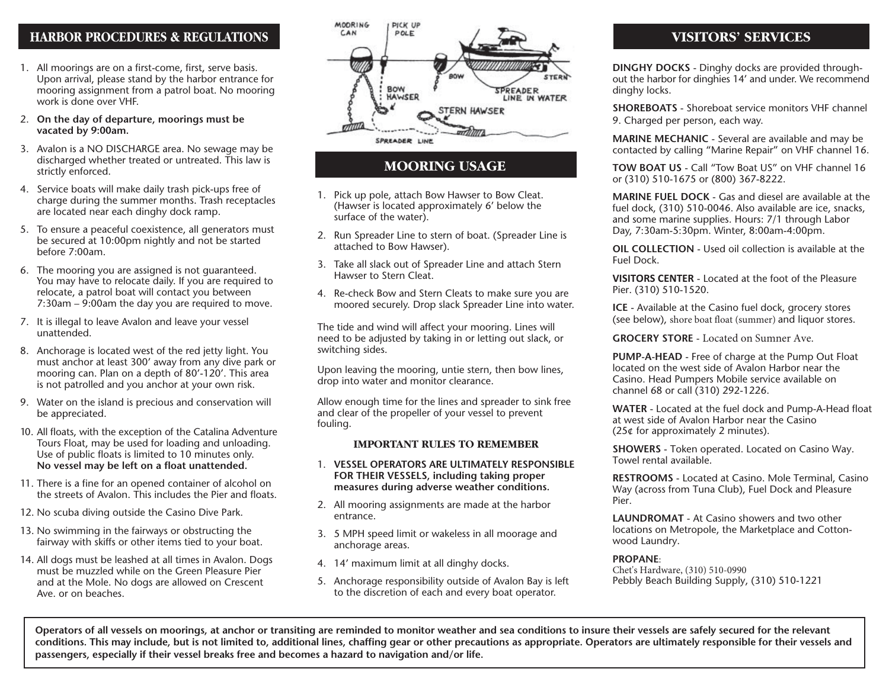## HARBOR PROCEDURES & REGULATIONS

1. All moorings are on a first-come, first, serve basis. Upon arrival, please stand by the harbor entrance for mooring assignment from a patrol boat. No mooring work is done over VHF.
2. **On the day of departure, moorings must be vacated by 9:00am.**
3. Avalon is a NO DISCHARGE area. No sewage may be discharged whether treated or untreated. This law is strictly enforced.
4. Service boats will make daily trash pick-ups free of charge during the summer months. Trash receptacles are located near each dinghy dock ramp.
5. To ensure a peaceful coexistence, all generators must be secured at 10:00pm nightly and not be started before 7:00am.
6. The mooring you are assigned is not guaranteed. You may have to relocate daily. If you are required to relocate, a patrol boat will contact you between 7:30am – 9:00am the day you are required to move.
7. It is illegal to leave Avalon and leave your vessel unattended.
8. Anchorage is located west of the red jetty light. You must anchor at least 300' away from any dive park or mooring can. Plan on a depth of 80'-120'. This area is not patrolled and you anchor at your own risk.
9. Water on the island is precious and conservation will be appreciated.
10. All floats, with the exception of the Catalina Adventure Tours Float, may be used for loading and unloading. Use of public floats is limited to 10 minutes only. **No vessel may be left on a float unattended.**
11. There is a fine for an opened container of alcohol on the streets of Avalon. This includes the Pier and floats.
12. No scuba diving outside the Casino Dive Park.
13. No swimming in the fairways or obstructing the fairway with skiffs or other items tied to your boat.
14. All dogs must be leashed at all times in Avalon. Dogs must be muzzled while on the Green Pleasure Pier and at the Mole. No dogs are allowed on Crescent Ave. or on beaches.

MOORING CAN
PICK UP POLE
BOW
STERN
BOW HAWSER
SPREADER LINE IN WATER
STERN HAWSER
SPREADER LINE

## MOORING USAGE

1. Pick up pole, attach Bow Hawser to Bow Cleat. (Hawser is located approximately 6' below the surface of the water).
2. Run Spreader Line to stern of boat. (Spreader Line is attached to Bow Hawser).
3. Take all slack out of Spreader Line and attach Stern Hawser to Stern Cleat.
4. Re-check Bow and Stern Cleats to make sure you are moored securely. Drop slack Spreader Line into water.

The tide and wind will affect your mooring. Lines will need to be adjusted by taking in or letting out slack, or switching sides.

Upon leaving the mooring, untie stern, then bow lines, drop into water and monitor clearance.

Allow enough time for the lines and spreader to sink free and clear of the propeller of your vessel to prevent fouling.

### IMPORTANT RULES TO REMEMBER

1. **VESSEL OPERATORS ARE ULTIMATELY RESPONSIBLE FOR THEIR VESSELS, including taking proper measures during adverse weather conditions.**
2. All mooring assignments are made at the harbor entrance.
3. 5 MPH speed limit or wakeless in all moorage and anchorage areas.
4. 14' maximum limit at all dinghy docks.
5. Anchorage responsibility outside of Avalon Bay is left to the discretion of each and every boat operator.

## VISITORS' SERVICES

**DINGHY DOCKS** - Dinghy docks are provided throughout the harbor for dinghies 14' and under. We recommend dinghy locks.

**SHOREBOATS** - Shoreboat service monitors VHF channel 9. Charged per person, each way.

**MARINE MECHANIC** - Several are available and may be contacted by calling "Marine Repair" on VHF channel 16.

**TOW BOAT US** - Call "Tow Boat US" on VHF channel 16 or (310) 510-1675 or (800) 367-8222.

**MARINE FUEL DOCK** - Gas and diesel are available at the fuel dock, (310) 510-0046. Also available are ice, snacks, and some marine supplies. Hours: 7/1 through Labor Day, 7:30am-5:30pm. Winter, 8:00am-4:00pm.

**OIL COLLECTION** - Used oil collection is available at the Fuel Dock.

**VISITORS CENTER** - Located at the foot of the Pleasure Pier. (310) 510-1520.

**ICE** - Available at the Casino fuel dock, grocery stores (see below), shore boat float (summer) and liquor stores.

**GROCERY STORE** - Located on Sumner Ave.

**PUMP-A-HEAD** - Free of charge at the Pump Out Float located on the west side of Avalon Harbor near the Casino. Head Pumpers Mobile service available on channel 68 or call (310) 292-1226.

**WATER** - Located at the fuel dock and Pump-A-Head float at west side of Avalon Harbor near the Casino (25¢ for approximately 2 minutes).

**SHOWERS** - Token operated. Located on Casino Way. Towel rental available.

**RESTROOMS** - Located at Casino. Mole Terminal, Casino Way (across from Tuna Club), Fuel Dock and Pleasure Pier.

**LAUNDROMAT** - At Casino showers and two other locations on Metropole, the Marketplace and Cottonwood Laundry.

**PROPANE**:
Chet's Hardware, (310) 510-0990
Pebbly Beach Building Supply, (310) 510-1221

**Operators of all vessels on moorings, at anchor or transiting are reminded to monitor weather and sea conditions to insure their vessels are safely secured for the relevant conditions. This may include, but is not limited to, additional lines, chaffing gear or other precautions as appropriate. Operators are ultimately responsible for their vessels and passengers, especially if their vessel breaks free and becomes a hazard to navigation and/or life.**